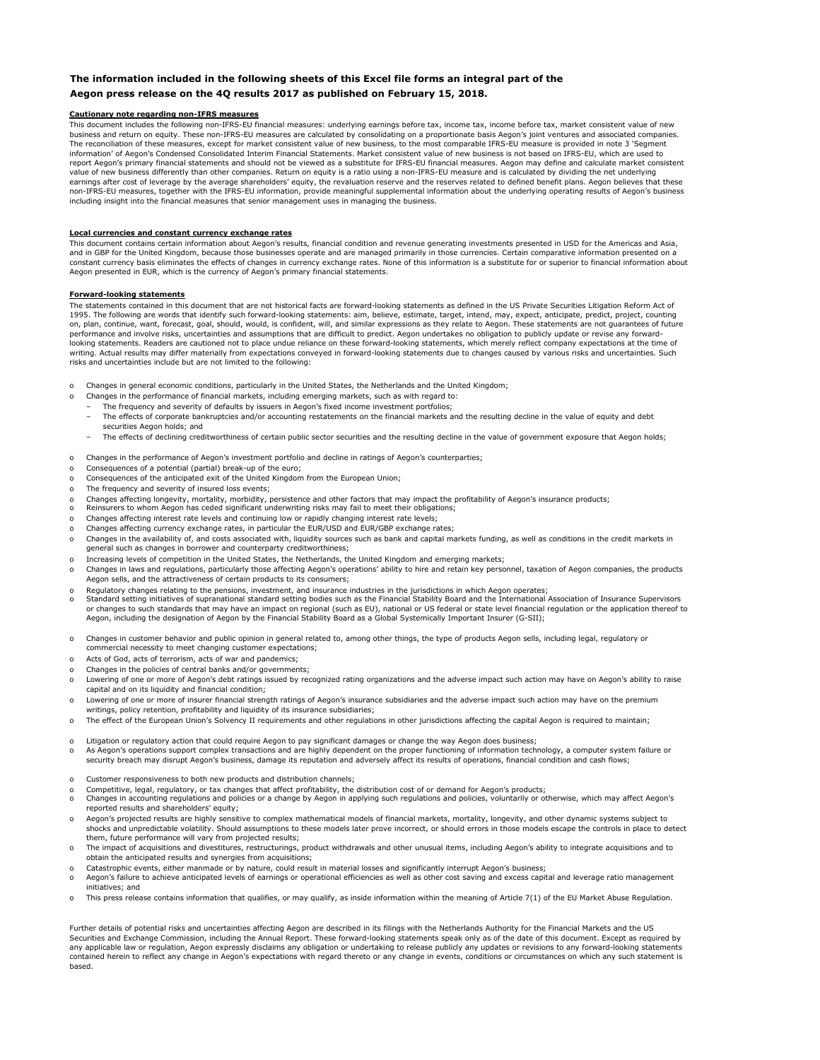**The information included in the following sheets of this Excel file forms an integral part of the Aegon press release on the 4Q results 2017 as published on February 15, 2018.**

**Cautionary note regarding non-IFRS measures**

This document includes the following non-IFRS-EU financial measures: underlying earnings before tax, income tax, income before tax, market consistent value of new business and return on equity. These non-IFRS-EU measures are calculated by consolidating on a proportionate basis Aegon's joint ventures and associated companies. The reconciliation of these measures, except for market consistent value of new business, to the most comparable IFRS-EU measure is provided in note 3 'Segment information' of Aegon's Condensed Consolidated Interim Financial Statements. Market consistent value of new business is not based on IFRS-EU, which are used to report Aegon's primary financial statements and should not be viewed as a substitute for IFRS-EU financial measures. Aegon may define and calculate market consistent value of new business differently than other companies. Return on equity is a ratio using a non-IFRS-EU measure and is calculated by dividing the net underlying earnings after cost of leverage by the average shareholders' equity, the revaluation reserve and the reserves related to defined benefit plans. Aegon believes that these non-IFRS-EU measures, together with the IFRS-EU information, provide meaningful supplemental information about the underlying operating results of Aegon's business including insight into the financial measures that senior management uses in managing the business.

**Local currencies and constant currency exchange rates**

This document contains certain information about Aegon's results, financial condition and revenue generating investments presented in USD for the Americas and Asia, and in GBP for the United Kingdom, because those businesses operate and are managed primarily in those currencies. Certain comparative information presented on a constant currency basis eliminates the effects of changes in currency exchange rates. None of this information is a substitute for or superior to financial information about Aegon presented in EUR, which is the currency of Aegon's primary financial statements.

**Forward-looking statements**

The statements contained in this document that are not historical facts are forward-looking statements as defined in the US Private Securities Litigation Reform Act of 1995. The following are words that identify such forward-looking statements: aim, believe, estimate, target, intend, may, expect, anticipate, predict, project, counting on, plan, continue, want, forecast, goal, should, would, is confident, will, and similar expressions as they relate to Aegon. These statements are not guarantees of future performance and involve risks, uncertainties and assumptions that are difficult to predict. Aegon undertakes no obligation to publicly update or revise any forward-looking statements. Readers are cautioned not to place undue reliance on these forward-looking statements, which merely reflect company expectations at the time of writing. Actual results may differ materially from expectations conveyed in forward-looking statements due to changes caused by various risks and uncertainties. Such risks and uncertainties include but are not limited to the following:

- Changes in general economic conditions, particularly in the United States, the Netherlands and the United Kingdom;
- Changes in the performance of financial markets, including emerging markets, such as with regard to:
  - The frequency and severity of defaults by issuers in Aegon's fixed income investment portfolios;
  - The effects of corporate bankruptcies and/or accounting restatements on the financial markets and the resulting decline in the value of equity and debt securities Aegon holds; and
  - The effects of declining creditworthiness of certain public sector securities and the resulting decline in the value of government exposure that Aegon holds;
- Changes in the performance of Aegon's investment portfolio and decline in ratings of Aegon's counterparties;
- Consequences of a potential (partial) break-up of the euro;
- Consequences of the anticipated exit of the United Kingdom from the European Union;
- The frequency and severity of insured loss events;
- Changes affecting longevity, mortality, morbidity, persistence and other factors that may impact the profitability of Aegon's insurance products;
- Reinsurers to whom Aegon has ceded significant underwriting risks may fail to meet their obligations;
- Changes affecting interest rate levels and continuing low or rapidly changing interest rate levels;
- Changes affecting currency exchange rates, in particular the EUR/USD and EUR/GBP exchange rates;
- Changes in the availability of, and costs associated with, liquidity sources such as bank and capital markets funding, as well as conditions in the credit markets in general such as changes in borrower and counterparty creditworthiness;
- Increasing levels of competition in the United States, the Netherlands, the United Kingdom and emerging markets;
- Changes in laws and regulations, particularly those affecting Aegon's operations' ability to hire and retain key personnel, taxation of Aegon companies, the products Aegon sells, and the attractiveness of certain products to its consumers;
- Regulatory changes relating to the pensions, investment, and insurance industries in the jurisdictions in which Aegon operates;
- Standard setting initiatives of supranational standard setting bodies such as the Financial Stability Board and the International Association of Insurance Supervisors or changes to such standards that may have an impact on regional (such as EU), national or US federal or state level financial regulation or the application thereof to Aegon, including the designation of Aegon by the Financial Stability Board as a Global Systemically Important Insurer (G-SII);
- Changes in customer behavior and public opinion in general related to, among other things, the type of products Aegon sells, including legal, regulatory or commercial necessity to meet changing customer expectations;
- Acts of God, acts of terrorism, acts of war and pandemics;
- Changes in the policies of central banks and/or governments;
- Lowering of one or more of Aegon's debt ratings issued by recognized rating organizations and the adverse impact such action may have on Aegon's ability to raise capital and on its liquidity and financial condition;
- Lowering of one or more of insurer financial strength ratings of Aegon's insurance subsidiaries and the adverse impact such action may have on the premium writings, policy retention, profitability and liquidity of its insurance subsidiaries;
- The effect of the European Union's Solvency II requirements and other regulations in other jurisdictions affecting the capital Aegon is required to maintain;
- Litigation or regulatory action that could require Aegon to pay significant damages or change the way Aegon does business;
- As Aegon's operations support complex transactions and are highly dependent on the proper functioning of information technology, a computer system failure or security breach may disrupt Aegon's business, damage its reputation and adversely affect its results of operations, financial condition and cash flows;
- Customer responsiveness to both new products and distribution channels;
- Competitive, legal, regulatory, or tax changes that affect profitability, the distribution cost of or demand for Aegon's products;
- Changes in accounting regulations and policies or a change by Aegon in applying such regulations and policies, voluntarily or otherwise, which may affect Aegon's reported results and shareholders' equity;
- Aegon's projected results are highly sensitive to complex mathematical models of financial markets, mortality, longevity, and other dynamic systems subject to shocks and unpredictable volatility. Should assumptions to these models later prove incorrect, or should errors in those models escape the controls in place to detect them, future performance will vary from projected results;
- The impact of acquisitions and divestitures, restructurings, product withdrawals and other unusual items, including Aegon's ability to integrate acquisitions and to obtain the anticipated results and synergies from acquisitions;
- Catastrophic events, either manmade or by nature, could result in material losses and significantly interrupt Aegon's business;
- Aegon's failure to achieve anticipated levels of earnings or operational efficiencies as well as other cost saving and excess capital and leverage ratio management initiatives; and
- This press release contains information that qualifies, or may qualify, as inside information within the meaning of Article 7(1) of the EU Market Abuse Regulation.

Further details of potential risks and uncertainties affecting Aegon are described in its filings with the Netherlands Authority for the Financial Markets and the US Securities and Exchange Commission, including the Annual Report. These forward-looking statements speak only as of the date of this document. Except as required by any applicable law or regulation, Aegon expressly disclaims any obligation or undertaking to release publicly any updates or revisions to any forward-looking statements contained herein to reflect any change in Aegon's expectations with regard thereto or any change in events, conditions or circumstances on which any such statement is based.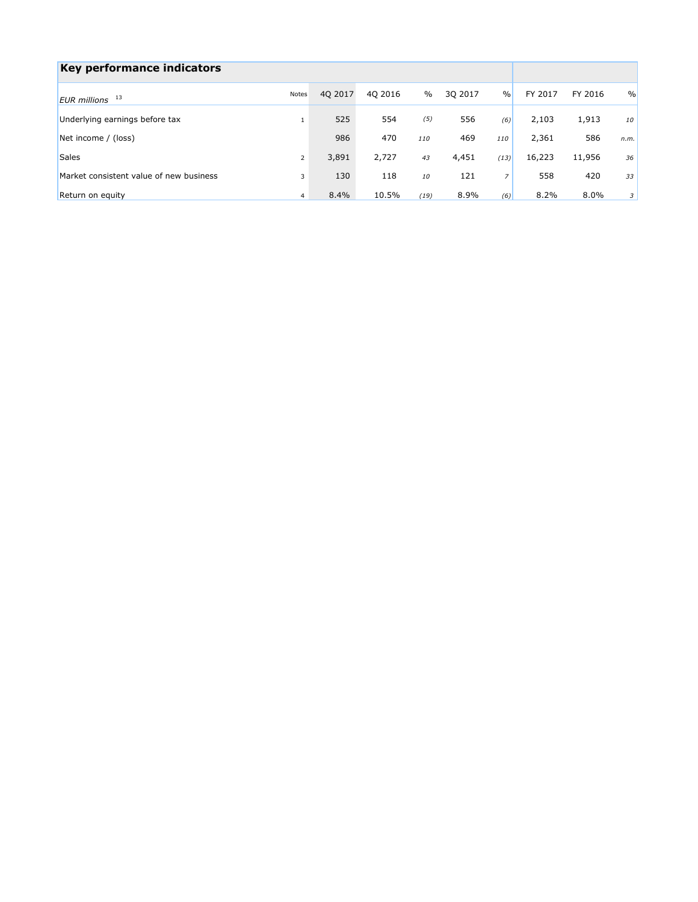## Key performance indicators

| EUR millions [13] | Notes | 4Q 2017 | 4Q 2016 | % | 3Q 2017 | % | FY 2017 | FY 2016 | % |
|---|---|---|---|---|---|---|---|---|---|
| Underlying earnings before tax | 1 | 525 | 554 | (5) | 556 | (6) | 2,103 | 1,913 | 10 |
| Net income / (loss) | | 986 | 470 | 110 | 469 | 110 | 2,361 | 586 | n.m. |
| Sales | 2 | 3,891 | 2,727 | 43 | 4,451 | (13) | 16,223 | 11,956 | 36 |
| Market consistent value of new business | 3 | 130 | 118 | 10 | 121 | 7 | 558 | 420 | 33 |
| Return on equity | 4 | 8.4% | 10.5% | (19) | 8.9% | (6) | 8.2% | 8.0% | 3 |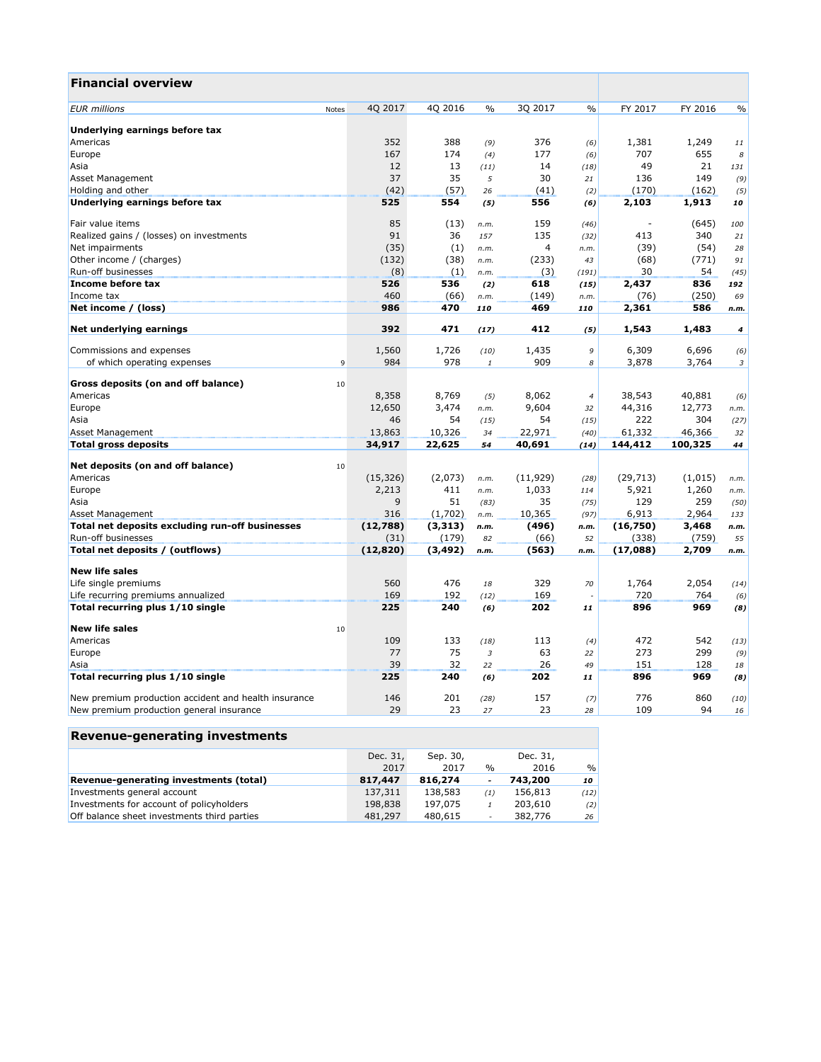## Financial overview

| EUR millions | Notes | 4Q 2017 | 4Q 2016 | % | 3Q 2017 | % | FY 2017 | FY 2016 | % |
|---|---|---|---|---|---|---|---|---|---|
| **Underlying earnings before tax** | | | | | | | | | |
| Americas | | 352 | 388 | *(9)* | 376 | *(6)* | 1,381 | 1,249 | *11* |
| Europe | | 167 | 174 | *(4)* | 177 | *(6)* | 707 | 655 | *8* |
| Asia | | 12 | 13 | *(11)* | 14 | *(18)* | 49 | 21 | *131* |
| Asset Management | | 37 | 35 | *5* | 30 | *21* | 136 | 149 | *(9)* |
| Holding and other | | (42) | (57) | *26* | (41) | *(2)* | (170) | (162) | *(5)* |
| **Underlying earnings before tax** | | **525** | **554** | ***(5)*** | **556** | ***(6)*** | **2,103** | **1,913** | ***10*** |
| | | | | | | | | | |
| Fair value items | | 85 | (13) | *n.m.* | 159 | *(46)* | - | (645) | *100* |
| Realized gains / (losses) on investments | | 91 | 36 | *157* | 135 | *(32)* | 413 | 340 | *21* |
| Net impairments | | (35) | (1) | *n.m.* | 4 | *n.m.* | (39) | (54) | *28* |
| Other income / (charges) | | (132) | (38) | *n.m.* | (233) | *43* | (68) | (771) | *91* |
| Run-off businesses | | (8) | (1) | *n.m.* | (3) | *(191)* | 30 | 54 | *(45)* |
| **Income before tax** | | **526** | **536** | ***(2)*** | **618** | ***(15)*** | **2,437** | **836** | ***192*** |
| Income tax | | 460 | (66) | *n.m.* | (149) | *n.m.* | (76) | (250) | *69* |
| **Net income / (loss)** | | **986** | **470** | ***110*** | **469** | ***110*** | **2,361** | **586** | ***n.m.*** |
| | | | | | | | | | |
| **Net underlying earnings** | | **392** | **471** | ***(17)*** | **412** | ***(5)*** | **1,543** | **1,483** | ***4*** |
| | | | | | | | | | |
| Commissions and expenses | | 1,560 | 1,726 | *(10)* | 1,435 | *9* | 6,309 | 6,696 | *(6)* |
| of which operating expenses | 9 | 984 | 978 | *1* | 909 | *8* | 3,878 | 3,764 | *3* |
| | | | | | | | | | |
| **Gross deposits (on and off balance)** | 10 | | | | | | | | |
| Americas | | 8,358 | 8,769 | *(5)* | 8,062 | *4* | 38,543 | 40,881 | *(6)* |
| Europe | | 12,650 | 3,474 | *n.m.* | 9,604 | *32* | 44,316 | 12,773 | *n.m.* |
| Asia | | 46 | 54 | *(15)* | 54 | *(15)* | 222 | 304 | *(27)* |
| Asset Management | | 13,863 | 10,326 | *34* | 22,971 | *(40)* | 61,332 | 46,366 | *32* |
| **Total gross deposits** | | **34,917** | **22,625** | ***54*** | **40,691** | ***(14)*** | **144,412** | **100,325** | ***44*** |
| | | | | | | | | | |
| **Net deposits (on and off balance)** | 10 | | | | | | | | |
| Americas | | (15,326) | (2,073) | *n.m.* | (11,929) | *(28)* | (29,713) | (1,015) | *n.m.* |
| Europe | | 2,213 | 411 | *n.m.* | 1,033 | *114* | 5,921 | 1,260 | *n.m.* |
| Asia | | 9 | 51 | *(83)* | 35 | *(75)* | 129 | 259 | *(50)* |
| Asset Management | | 316 | (1,702) | *n.m.* | 10,365 | *(97)* | 6,913 | 2,964 | *133* |
| **Total net deposits excluding run-off businesses** | | **(12,788)** | **(3,313)** | ***n.m.*** | **(496)** | ***n.m.*** | **(16,750)** | **3,468** | ***n.m.*** |
| Run-off businesses | | (31) | (179) | *82* | (66) | *52* | (338) | (759) | *55* |
| **Total net deposits / (outflows)** | | **(12,820)** | **(3,492)** | ***n.m.*** | **(563)** | ***n.m.*** | **(17,088)** | **2,709** | ***n.m.*** |
| | | | | | | | | | |
| **New life sales** | | | | | | | | | |
| Life single premiums | | 560 | 476 | *18* | 329 | *70* | 1,764 | 2,054 | *(14)* |
| Life recurring premiums annualized | | 169 | 192 | *(12)* | 169 | *-* | 720 | 764 | *(6)* |
| **Total recurring plus 1/10 single** | | **225** | **240** | ***(6)*** | **202** | ***11*** | **896** | **969** | ***(8)*** |
| | | | | | | | | | |
| **New life sales** | 10 | | | | | | | | |
| Americas | | 109 | 133 | *(18)* | 113 | *(4)* | 472 | 542 | *(13)* |
| Europe | | 77 | 75 | *3* | 63 | *22* | 273 | 299 | *(9)* |
| Asia | | 39 | 32 | *22* | 26 | *49* | 151 | 128 | *18* |
| **Total recurring plus 1/10 single** | | **225** | **240** | ***(6)*** | **202** | ***11*** | **896** | **969** | ***(8)*** |
| | | | | | | | | | |
| New premium production accident and health insurance | | 146 | 201 | *(28)* | 157 | *(7)* | 776 | 860 | *(10)* |
| New premium production general insurance | | 29 | 23 | *27* | 23 | *28* | 109 | 94 | *16* |

## Revenue-generating investments

| | Dec. 31, 2017 | Sep. 30, 2017 | % | Dec. 31, 2016 | % |
|---|---|---|---|---|---|
| **Revenue-generating investments (total)** | **817,447** | **816,274** | **-** | **743,200** | ***10*** |
| Investments general account | 137,311 | 138,583 | *(1)* | 156,813 | *(12)* |
| Investments for account of policyholders | 198,838 | 197,075 | *1* | 203,610 | *(2)* |
| Off balance sheet investments third parties | 481,297 | 480,615 | *-* | 382,776 | *26* |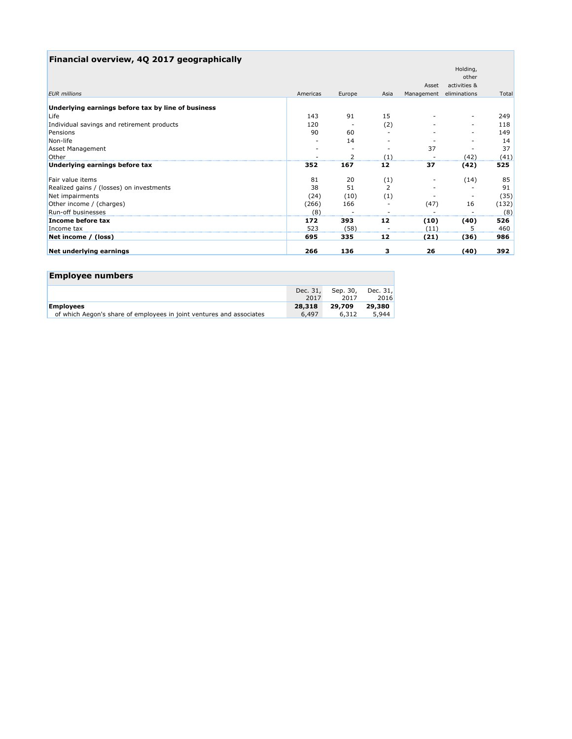## Financial overview, 4Q 2017 geographically

| *EUR millions* | Americas | Europe | Asia | Asset Management | Holding, other activities & eliminations | Total |
|---|---|---|---|---|---|---|
| **Underlying earnings before tax by line of business** | | | | | | |
| Life | 143 | 91 | 15 | - | - | 249 |
| Individual savings and retirement products | 120 | - | (2) | - | - | 118 |
| Pensions | 90 | 60 | - | - | - | 149 |
| Non-life | - | 14 | - | - | - | 14 |
| Asset Management | - | - | - | 37 | - | 37 |
| Other | - | 2 | (1) | - | (42) | (41) |
| **Underlying earnings before tax** | **352** | **167** | **12** | **37** | **(42)** | **525** |
| | | | | | | |
| Fair value items | 81 | 20 | (1) | - | (14) | 85 |
| Realized gains / (losses) on investments | 38 | 51 | 2 | - | - | 91 |
| Net impairments | (24) | (10) | (1) | - | - | (35) |
| Other income / (charges) | (266) | 166 | - | (47) | 16 | (132) |
| Run-off businesses | (8) | - | - | - | - | (8) |
| **Income before tax** | **172** | **393** | **12** | **(10)** | **(40)** | **526** |
| Income tax | 523 | (58) | - | (11) | 5 | 460 |
| **Net income / (loss)** | **695** | **335** | **12** | **(21)** | **(36)** | **986** |
| | | | | | | |
| **Net underlying earnings** | **266** | **136** | **3** | **26** | **(40)** | **392** |

## Employee numbers

| | Dec. 31, 2017 | Sep. 30, 2017 | Dec. 31, 2016 |
|---|---|---|---|
| **Employees** | **28,318** | **29,709** | **29,380** |
| of which Aegon's share of employees in joint ventures and associates | 6,497 | 6,312 | 5,944 |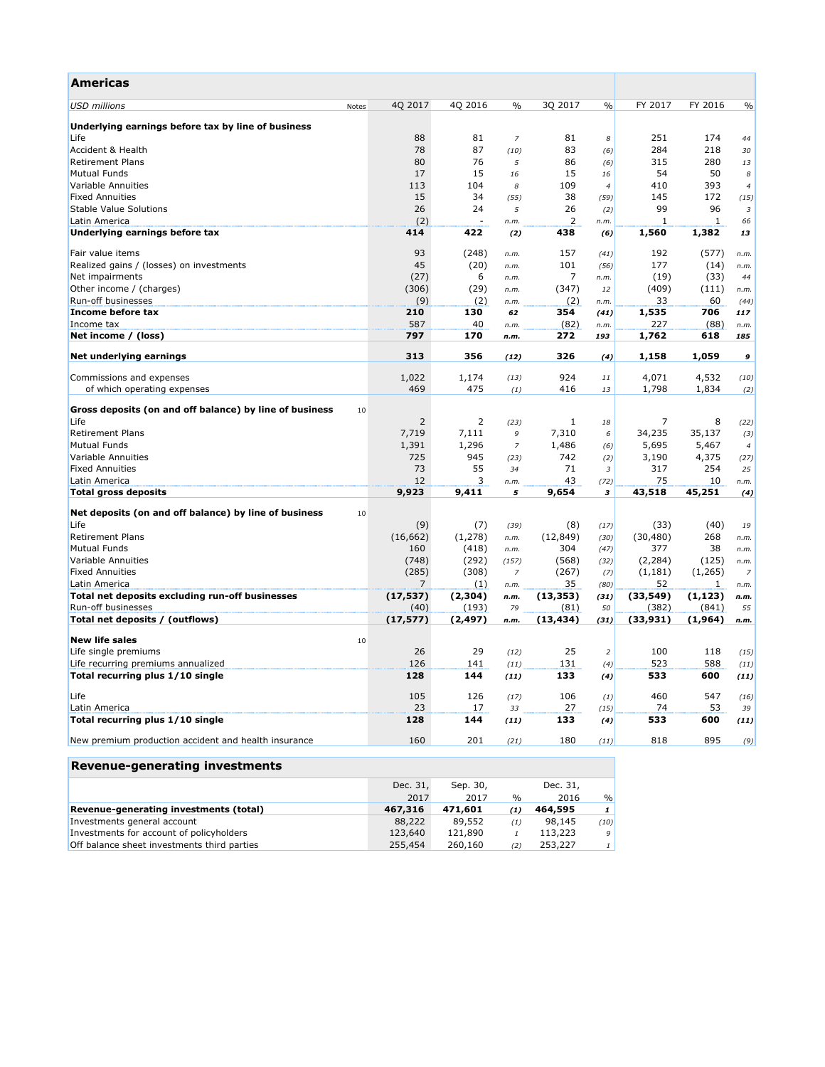## Americas

| USD millions | Notes | 4Q 2017 | 4Q 2016 | % | 3Q 2017 | % | FY 2017 | FY 2016 | % |
|---|---|---|---|---|---|---|---|---|---|
| **Underlying earnings before tax by line of business** | | | | | | | | | |
| Life | | 88 | 81 | 7 | 81 | 8 | 251 | 174 | 44 |
| Accident & Health | | 78 | 87 | (10) | 83 | (6) | 284 | 218 | 30 |
| Retirement Plans | | 80 | 76 | 5 | 86 | (6) | 315 | 280 | 13 |
| Mutual Funds | | 17 | 15 | 16 | 15 | 16 | 54 | 50 | 8 |
| Variable Annuities | | 113 | 104 | 8 | 109 | 4 | 410 | 393 | 4 |
| Fixed Annuities | | 15 | 34 | (55) | 38 | (59) | 145 | 172 | (15) |
| Stable Value Solutions | | 26 | 24 | 5 | 26 | (2) | 99 | 96 | 3 |
| Latin America | | (2) | - | n.m. | 2 | n.m. | 1 | 1 | 66 |
| **Underlying earnings before tax** | | **414** | **422** | **(2)** | **438** | **(6)** | **1,560** | **1,382** | **13** |
| Fair value items | | 93 | (248) | n.m. | 157 | (41) | 192 | (577) | n.m. |
| Realized gains / (losses) on investments | | 45 | (20) | n.m. | 101 | (56) | 177 | (14) | n.m. |
| Net impairments | | (27) | 6 | n.m. | 7 | n.m. | (19) | (33) | 44 |
| Other income / (charges) | | (306) | (29) | n.m. | (347) | 12 | (409) | (111) | n.m. |
| Run-off businesses | | (9) | (2) | n.m. | (2) | n.m. | 33 | 60 | (44) |
| **Income before tax** | | **210** | **130** | **62** | **354** | **(41)** | **1,535** | **706** | **117** |
| Income tax | | 587 | 40 | n.m. | (82) | n.m. | 227 | (88) | n.m. |
| **Net income / (loss)** | | **797** | **170** | **n.m.** | **272** | **193** | **1,762** | **618** | **185** |
| **Net underlying earnings** | | **313** | **356** | **(12)** | **326** | **(4)** | **1,158** | **1,059** | **9** |
| Commissions and expenses | | 1,022 | 1,174 | (13) | 924 | 11 | 4,071 | 4,532 | (10) |
| of which operating expenses | | 469 | 475 | (1) | 416 | 13 | 1,798 | 1,834 | (2) |
| **Gross deposits (on and off balance) by line of business** | 10 | | | | | | | | |
| Life | | 2 | 2 | (23) | 1 | 18 | 7 | 8 | (22) |
| Retirement Plans | | 7,719 | 7,111 | 9 | 7,310 | 6 | 34,235 | 35,137 | (3) |
| Mutual Funds | | 1,391 | 1,296 | 7 | 1,486 | (6) | 5,695 | 5,467 | 4 |
| Variable Annuities | | 725 | 945 | (23) | 742 | (2) | 3,190 | 4,375 | (27) |
| Fixed Annuities | | 73 | 55 | 34 | 71 | 3 | 317 | 254 | 25 |
| Latin America | | 12 | 3 | n.m. | 43 | (72) | 75 | 10 | n.m. |
| **Total gross deposits** | | **9,923** | **9,411** | **5** | **9,654** | **3** | **43,518** | **45,251** | **(4)** |
| **Net deposits (on and off balance) by line of business** | 10 | | | | | | | | |
| Life | | (9) | (7) | (39) | (8) | (17) | (33) | (40) | 19 |
| Retirement Plans | | (16,662) | (1,278) | n.m. | (12,849) | (30) | (30,480) | 268 | n.m. |
| Mutual Funds | | 160 | (418) | n.m. | 304 | (47) | 377 | 38 | n.m. |
| Variable Annuities | | (748) | (292) | (157) | (568) | (32) | (2,284) | (125) | n.m. |
| Fixed Annuities | | (285) | (308) | 7 | (267) | (7) | (1,181) | (1,265) | 7 |
| Latin America | | 7 | (1) | n.m. | 35 | (80) | 52 | 1 | n.m. |
| **Total net deposits excluding run-off businesses** | | **(17,537)** | **(2,304)** | **n.m.** | **(13,353)** | **(31)** | **(33,549)** | **(1,123)** | **n.m.** |
| Run-off businesses | | (40) | (193) | 79 | (81) | 50 | (382) | (841) | 55 |
| **Total net deposits / (outflows)** | | **(17,577)** | **(2,497)** | **n.m.** | **(13,434)** | **(31)** | **(33,931)** | **(1,964)** | **n.m.** |
| **New life sales** | 10 | | | | | | | | |
| Life single premiums | | 26 | 29 | (12) | 25 | 2 | 100 | 118 | (15) |
| Life recurring premiums annualized | | 126 | 141 | (11) | 131 | (4) | 523 | 588 | (11) |
| **Total recurring plus 1/10 single** | | **128** | **144** | **(11)** | **133** | **(4)** | **533** | **600** | **(11)** |
| Life | | 105 | 126 | (17) | 106 | (1) | 460 | 547 | (16) |
| Latin America | | 23 | 17 | 33 | 27 | (15) | 74 | 53 | 39 |
| **Total recurring plus 1/10 single** | | **128** | **144** | **(11)** | **133** | **(4)** | **533** | **600** | **(11)** |
| New premium production accident and health insurance | | 160 | 201 | (21) | 180 | (11) | 818 | 895 | (9) |

## Revenue-generating investments

| | Dec. 31, 2017 | Sep. 30, 2017 | % | Dec. 31, 2016 | % |
|---|---|---|---|---|---|
| **Revenue-generating investments (total)** | **467,316** | **471,601** | **(1)** | **464,595** | **1** |
| Investments general account | 88,222 | 89,552 | (1) | 98,145 | (10) |
| Investments for account of policyholders | 123,640 | 121,890 | 1 | 113,223 | 9 |
| Off balance sheet investments third parties | 255,454 | 260,160 | (2) | 253,227 | 1 |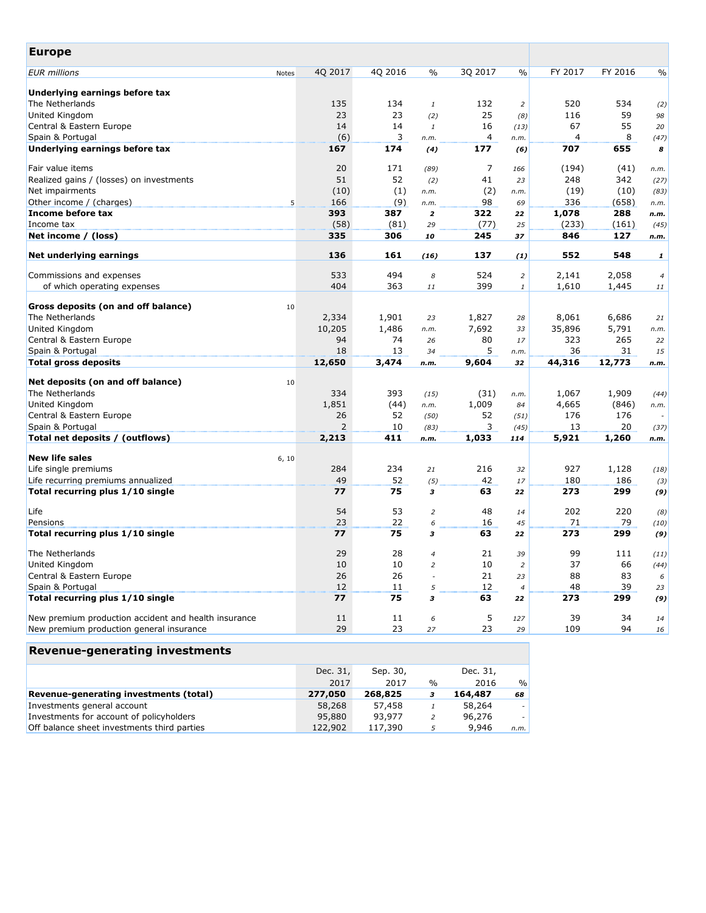## Europe

| EUR millions | Notes | 4Q 2017 | 4Q 2016 | % | 3Q 2017 | % | FY 2017 | FY 2016 | % |
|---|---|---|---|---|---|---|---|---|---|
| **Underlying earnings before tax** | | | | | | | | | |
| The Netherlands | | 135 | 134 | 1 | 132 | 2 | 520 | 534 | (2) |
| United Kingdom | | 23 | 23 | (2) | 25 | (8) | 116 | 59 | 98 |
| Central & Eastern Europe | | 14 | 14 | 1 | 16 | (13) | 67 | 55 | 20 |
| Spain & Portugal | | (6) | 3 | n.m. | 4 | n.m. | 4 | 8 | (47) |
| **Underlying earnings before tax** | | **167** | **174** | **(4)** | **177** | **(6)** | **707** | **655** | **8** |
| | | | | | | | | | |
| Fair value items | | 20 | 171 | (89) | 7 | 166 | (194) | (41) | n.m. |
| Realized gains / (losses) on investments | | 51 | 52 | (2) | 41 | 23 | 248 | 342 | (27) |
| Net impairments | | (10) | (1) | n.m. | (2) | n.m. | (19) | (10) | (83) |
| Other income / (charges) | 5 | 166 | (9) | n.m. | 98 | 69 | 336 | (658) | n.m. |
| **Income before tax** | | **393** | **387** | **2** | **322** | **22** | **1,078** | **288** | **n.m.** |
| Income tax | | (58) | (81) | 29 | (77) | 25 | (233) | (161) | (45) |
| **Net income / (loss)** | | **335** | **306** | **10** | **245** | **37** | **846** | **127** | **n.m.** |
| | | | | | | | | | |
| **Net underlying earnings** | | **136** | **161** | **(16)** | **137** | **(1)** | **552** | **548** | **1** |
| | | | | | | | | | |
| Commissions and expenses | | 533 | 494 | 8 | 524 | 2 | 2,141 | 2,058 | 4 |
| of which operating expenses | | 404 | 363 | 11 | 399 | 1 | 1,610 | 1,445 | 11 |
| | | | | | | | | | |
| **Gross deposits (on and off balance)** | 10 | | | | | | | | |
| The Netherlands | | 2,334 | 1,901 | 23 | 1,827 | 28 | 8,061 | 6,686 | 21 |
| United Kingdom | | 10,205 | 1,486 | n.m. | 7,692 | 33 | 35,896 | 5,791 | n.m. |
| Central & Eastern Europe | | 94 | 74 | 26 | 80 | 17 | 323 | 265 | 22 |
| Spain & Portugal | | 18 | 13 | 34 | 5 | n.m. | 36 | 31 | 15 |
| **Total gross deposits** | | **12,650** | **3,474** | **n.m.** | **9,604** | **32** | **44,316** | **12,773** | **n.m.** |
| | | | | | | | | | |
| **Net deposits (on and off balance)** | 10 | | | | | | | | |
| The Netherlands | | 334 | 393 | (15) | (31) | n.m. | 1,067 | 1,909 | (44) |
| United Kingdom | | 1,851 | (44) | n.m. | 1,009 | 84 | 4,665 | (846) | n.m. |
| Central & Eastern Europe | | 26 | 52 | (50) | 52 | (51) | 176 | 176 | - |
| Spain & Portugal | | 2 | 10 | (83) | 3 | (45) | 13 | 20 | (37) |
| **Total net deposits / (outflows)** | | **2,213** | **411** | **n.m.** | **1,033** | **114** | **5,921** | **1,260** | **n.m.** |
| | | | | | | | | | |
| **New life sales** | 6, 10 | | | | | | | | |
| Life single premiums | | 284 | 234 | 21 | 216 | 32 | 927 | 1,128 | (18) |
| Life recurring premiums annualized | | 49 | 52 | (5) | 42 | 17 | 180 | 186 | (3) |
| **Total recurring plus 1/10 single** | | **77** | **75** | **3** | **63** | **22** | **273** | **299** | **(9)** |
| | | | | | | | | | |
| Life | | 54 | 53 | 2 | 48 | 14 | 202 | 220 | (8) |
| Pensions | | 23 | 22 | 6 | 16 | 45 | 71 | 79 | (10) |
| **Total recurring plus 1/10 single** | | **77** | **75** | **3** | **63** | **22** | **273** | **299** | **(9)** |
| | | | | | | | | | |
| The Netherlands | | 29 | 28 | 4 | 21 | 39 | 99 | 111 | (11) |
| United Kingdom | | 10 | 10 | 2 | 10 | 2 | 37 | 66 | (44) |
| Central & Eastern Europe | | 26 | 26 | - | 21 | 23 | 88 | 83 | 6 |
| Spain & Portugal | | 12 | 11 | 5 | 12 | 4 | 48 | 39 | 23 |
| **Total recurring plus 1/10 single** | | **77** | **75** | **3** | **63** | **22** | **273** | **299** | **(9)** |
| | | | | | | | | | |
| New premium production accident and health insurance | | 11 | 11 | 6 | 5 | 127 | 39 | 34 | 14 |
| New premium production general insurance | | 29 | 23 | 27 | 23 | 29 | 109 | 94 | 16 |

## Revenue-generating investments

| | Dec. 31, 2017 | Sep. 30, 2017 | % | Dec. 31, 2016 | % |
|---|---|---|---|---|---|
| **Revenue-generating investments (total)** | **277,050** | **268,825** | **3** | **164,487** | **68** |
| Investments general account | 58,268 | 57,458 | 1 | 58,264 | - |
| Investments for account of policyholders | 95,880 | 93,977 | 2 | 96,276 | - |
| Off balance sheet investments third parties | 122,902 | 117,390 | 5 | 9,946 | n.m. |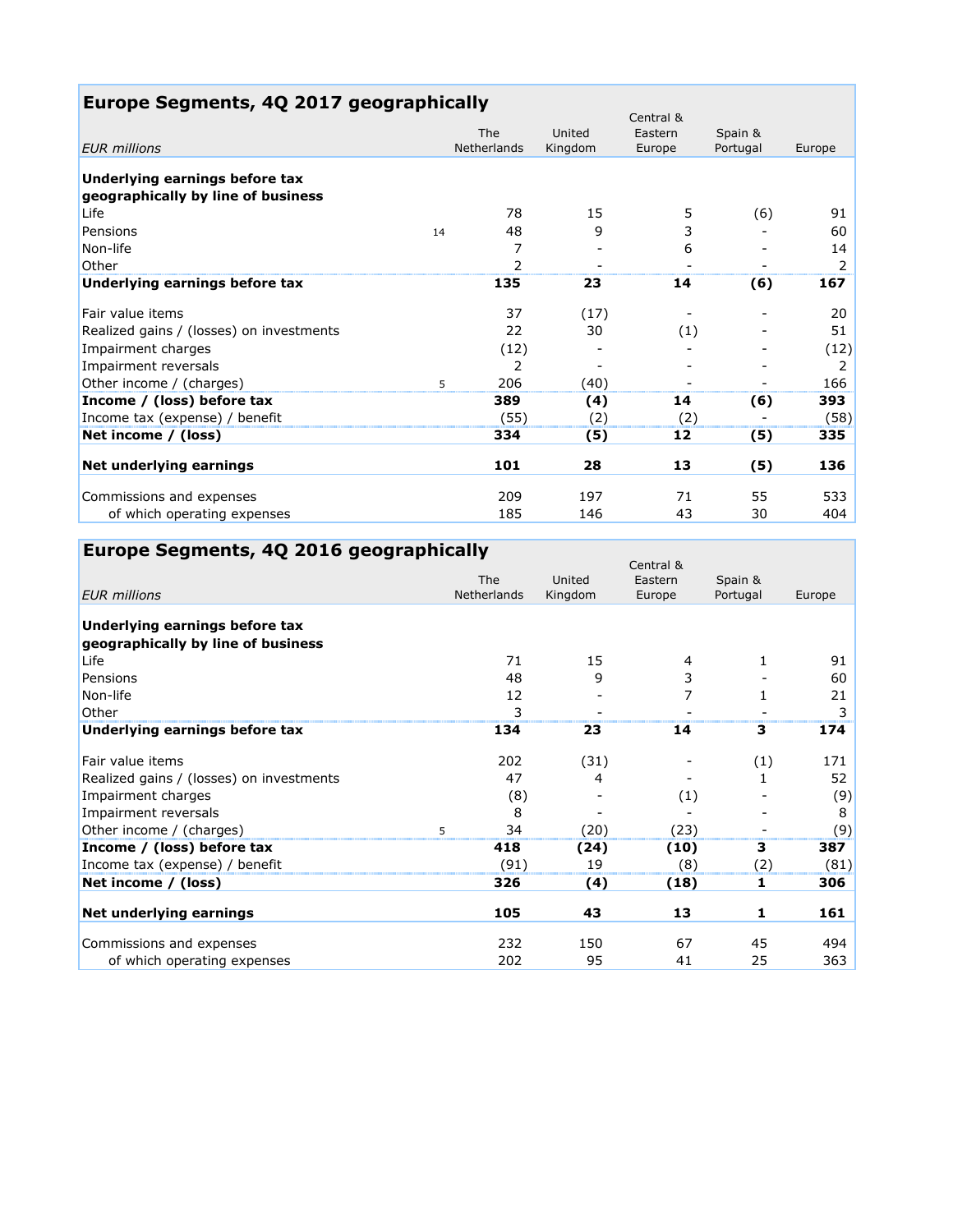## Europe Segments, 4Q 2017 geographically

| *EUR millions* | | The Netherlands | United Kingdom | Central & Eastern Europe | Spain & Portugal | Europe |
|---|---|---|---|---|---|---|
| **Underlying earnings before tax geographically by line of business** | | | | | | |
| Life | | 78 | 15 | 5 | (6) | 91 |
| Pensions | 14 | 48 | 9 | 3 | - | 60 |
| Non-life | | 7 | - | 6 | - | 14 |
| Other | | 2 | - | - | - | 2 |
| **Underlying earnings before tax** | | **135** | **23** | **14** | **(6)** | **167** |
| Fair value items | | 37 | (17) | - | - | 20 |
| Realized gains / (losses) on investments | | 22 | 30 | (1) | - | 51 |
| Impairment charges | | (12) | - | - | - | (12) |
| Impairment reversals | | 2 | - | - | - | 2 |
| Other income / (charges) | 5 | 206 | (40) | - | - | 166 |
| **Income / (loss) before tax** | | **389** | **(4)** | **14** | **(6)** | **393** |
| Income tax (expense) / benefit | | (55) | (2) | (2) | - | (58) |
| **Net income / (loss)** | | **334** | **(5)** | **12** | **(5)** | **335** |
| **Net underlying earnings** | | **101** | **28** | **13** | **(5)** | **136** |
| Commissions and expenses | | 209 | 197 | 71 | 55 | 533 |
| of which operating expenses | | 185 | 146 | 43 | 30 | 404 |

## Europe Segments, 4Q 2016 geographically

| *EUR millions* | | The Netherlands | United Kingdom | Central & Eastern Europe | Spain & Portugal | Europe |
|---|---|---|---|---|---|---|
| **Underlying earnings before tax geographically by line of business** | | | | | | |
| Life | | 71 | 15 | 4 | 1 | 91 |
| Pensions | | 48 | 9 | 3 | - | 60 |
| Non-life | | 12 | - | 7 | 1 | 21 |
| Other | | 3 | - | - | - | 3 |
| **Underlying earnings before tax** | | **134** | **23** | **14** | **3** | **174** |
| Fair value items | | 202 | (31) | - | (1) | 171 |
| Realized gains / (losses) on investments | | 47 | 4 | - | 1 | 52 |
| Impairment charges | | (8) | - | (1) | - | (9) |
| Impairment reversals | | 8 | - | - | - | 8 |
| Other income / (charges) | 5 | 34 | (20) | (23) | - | (9) |
| **Income / (loss) before tax** | | **418** | **(24)** | **(10)** | **3** | **387** |
| Income tax (expense) / benefit | | (91) | 19 | (8) | (2) | (81) |
| **Net income / (loss)** | | **326** | **(4)** | **(18)** | **1** | **306** |
| **Net underlying earnings** | | **105** | **43** | **13** | **1** | **161** |
| Commissions and expenses | | 232 | 150 | 67 | 45 | 494 |
| of which operating expenses | | 202 | 95 | 41 | 25 | 363 |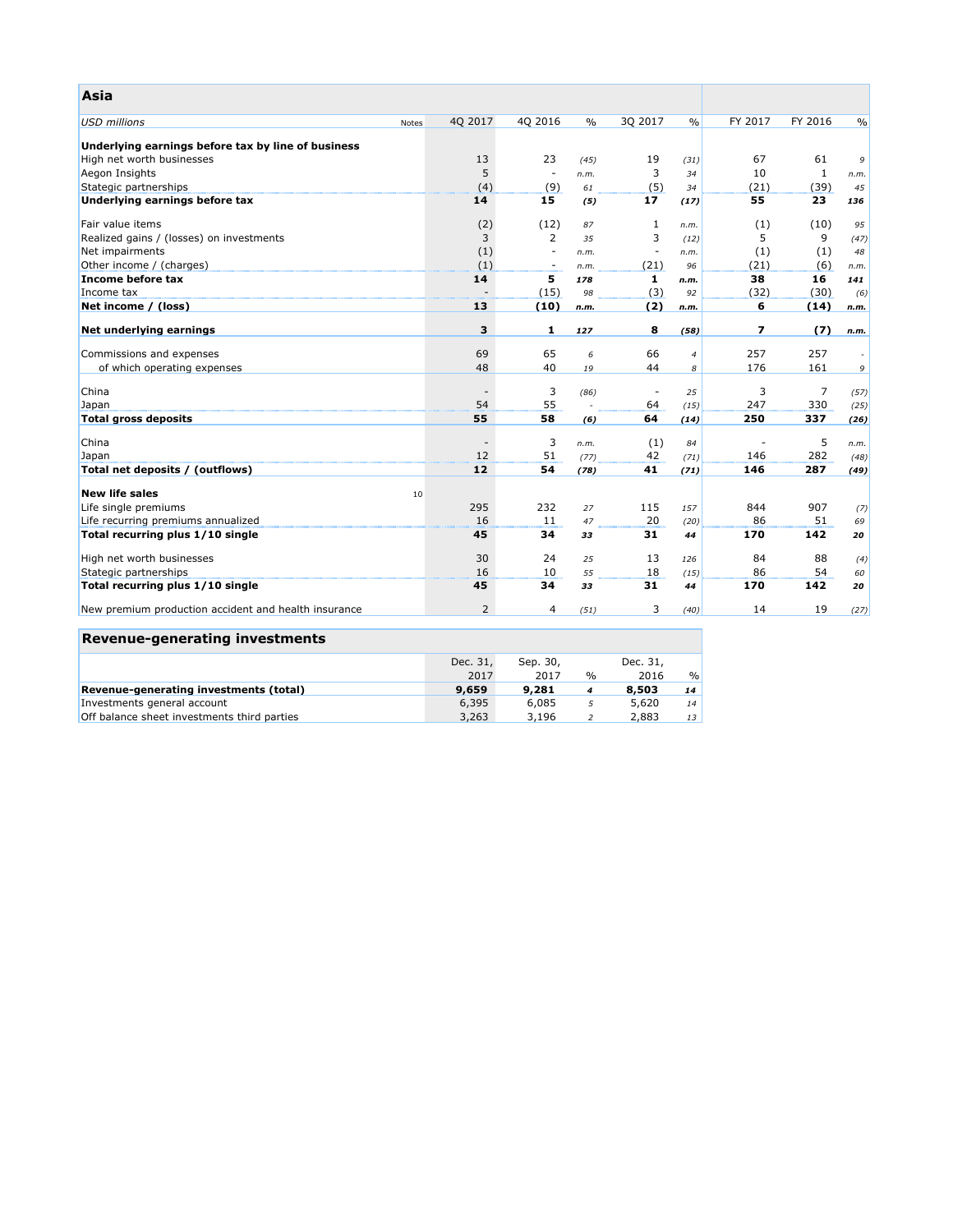## Asia

| USD millions | Notes | 4Q 2017 | 4Q 2016 | % | 3Q 2017 | % | FY 2017 | FY 2016 | % |
|---|---|---|---|---|---|---|---|---|---|
| **Underlying earnings before tax by line of business** | | | | | | | | | |
| High net worth businesses | | 13 | 23 | *(45)* | 19 | *(31)* | 67 | 61 | *9* |
| Aegon Insights | | 5 | - | *n.m.* | 3 | *34* | 10 | 1 | *n.m.* |
| Stategic partnerships | | (4) | (9) | *61* | (5) | *34* | (21) | (39) | *45* |
| **Underlying earnings before tax** | | **14** | **15** | ***(5)*** | **17** | ***(17)*** | **55** | **23** | ***136*** |
| | | | | | | | | | |
| Fair value items | | (2) | (12) | *87* | 1 | *n.m.* | (1) | (10) | *95* |
| Realized gains / (losses) on investments | | 3 | 2 | *35* | 3 | *(12)* | 5 | 9 | *(47)* |
| Net impairments | | (1) | - | *n.m.* | - | *n.m.* | (1) | (1) | *48* |
| Other income / (charges) | | (1) | - | *n.m.* | (21) | *96* | (21) | (6) | *n.m.* |
| **Income before tax** | | **14** | **5** | ***178*** | **1** | ***n.m.*** | **38** | **16** | ***141*** |
| Income tax | | - | (15) | *98* | (3) | *92* | (32) | (30) | *(6)* |
| **Net income / (loss)** | | **13** | **(10)** | ***n.m.*** | **(2)** | ***n.m.*** | **6** | **(14)** | ***n.m.*** |
| | | | | | | | | | |
| **Net underlying earnings** | | **3** | **1** | ***127*** | **8** | ***(58)*** | **7** | **(7)** | ***n.m.*** |
| | | | | | | | | | |
| Commissions and expenses | | 69 | 65 | *6* | 66 | *4* | 257 | 257 | *-* |
| of which operating expenses | | 48 | 40 | *19* | 44 | *8* | 176 | 161 | *9* |
| | | | | | | | | | |
| China | | - | 3 | *(86)* | - | *25* | 3 | 7 | *(57)* |
| Japan | | 54 | 55 | *-* | 64 | *(15)* | 247 | 330 | *(25)* |
| **Total gross deposits** | | **55** | **58** | ***(6)*** | **64** | ***(14)*** | **250** | **337** | ***(26)*** |
| | | | | | | | | | |
| China | | - | 3 | *n.m.* | (1) | *84* | - | 5 | *n.m.* |
| Japan | | 12 | 51 | *(77)* | 42 | *(71)* | 146 | 282 | *(48)* |
| **Total net deposits / (outflows)** | | **12** | **54** | ***(78)*** | **41** | ***(71)*** | **146** | **287** | ***(49)*** |
| | | | | | | | | | |
| **New life sales** | 10 | | | | | | | | |
| Life single premiums | | 295 | 232 | *27* | 115 | *157* | 844 | 907 | *(7)* |
| Life recurring premiums annualized | | 16 | 11 | *47* | 20 | *(20)* | 86 | 51 | *69* |
| **Total recurring plus 1/10 single** | | **45** | **34** | ***33*** | **31** | ***44*** | **170** | **142** | ***20*** |
| | | | | | | | | | |
| High net worth businesses | | 30 | 24 | *25* | 13 | *126* | 84 | 88 | *(4)* |
| Stategic partnerships | | 16 | 10 | *55* | 18 | *(15)* | 86 | 54 | *60* |
| **Total recurring plus 1/10 single** | | **45** | **34** | ***33*** | **31** | ***44*** | **170** | **142** | ***20*** |
| | | | | | | | | | |
| New premium production accident and health insurance | | 2 | 4 | *(51)* | 3 | *(40)* | 14 | 19 | *(27)* |

## Revenue-generating investments

| | Dec. 31, 2017 | Sep. 30, 2017 | % | Dec. 31, 2016 | % |
|---|---|---|---|---|---|
| **Revenue-generating investments (total)** | **9,659** | **9,281** | ***4*** | **8,503** | ***14*** |
| Investments general account | 6,395 | 6,085 | *5* | 5,620 | *14* |
| Off balance sheet investments third parties | 3,263 | 3,196 | *2* | 2,883 | *13* |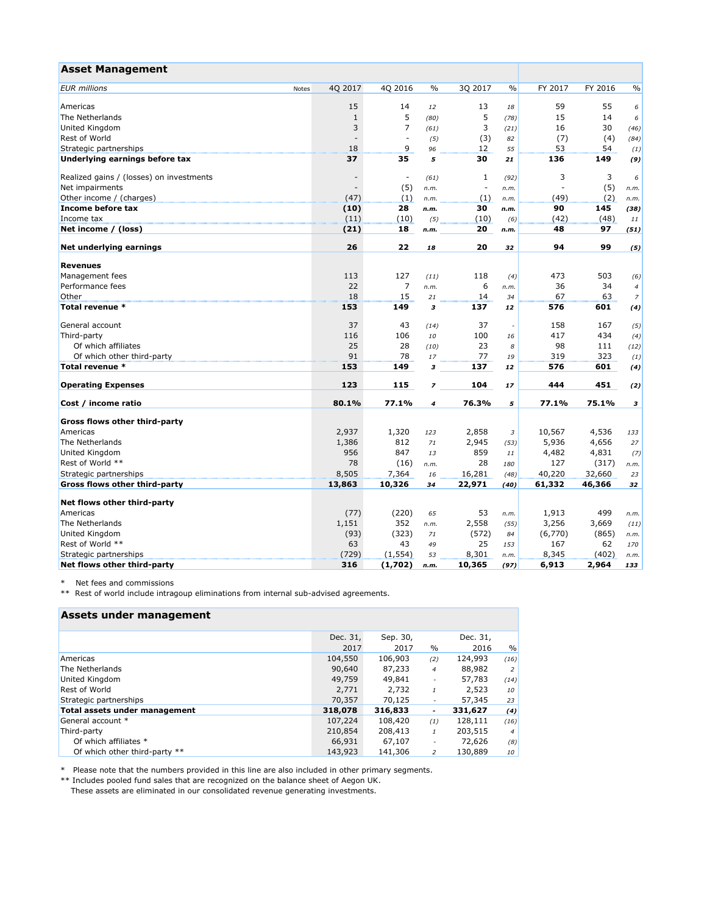## Asset Management

| EUR millions | Notes | 4Q 2017 | 4Q 2016 | % | 3Q 2017 | % | FY 2017 | FY 2016 | % |
|---|---|---|---|---|---|---|---|---|---|
| Americas | | 15 | 14 | *12* | 13 | *18* | 59 | 55 | *6* |
| The Netherlands | | 1 | 5 | *(80)* | 5 | *(78)* | 15 | 14 | *6* |
| United Kingdom | | 3 | 7 | *(61)* | 3 | *(21)* | 16 | 30 | *(46)* |
| Rest of World | | - | - | *(5)* | (3) | *82* | (7) | (4) | *(84)* |
| Strategic partnerships | | 18 | 9 | *96* | 12 | *55* | 53 | 54 | *(1)* |
| **Underlying earnings before tax** | | **37** | **35** | ***5*** | **30** | ***21*** | **136** | **149** | ***(9)*** |
| | | | | | | | | | |
| Realized gains / (losses) on investments | | - | - | *(61)* | 1 | *(92)* | 3 | 3 | *6* |
| Net impairments | | - | (5) | *n.m.* | - | *n.m.* | - | (5) | *n.m.* |
| Other income / (charges) | | (47) | (1) | *n.m.* | (1) | *n.m.* | (49) | (2) | *n.m.* |
| **Income before tax** | | **(10)** | **28** | ***n.m.*** | **30** | ***n.m.*** | **90** | **145** | ***(38)*** |
| Income tax | | (11) | (10) | *(5)* | (10) | *(6)* | (42) | (48) | *11* |
| **Net income / (loss)** | | **(21)** | **18** | ***n.m.*** | **20** | ***n.m.*** | **48** | **97** | ***(51)*** |
| | | | | | | | | | |
| **Net underlying earnings** | | **26** | **22** | ***18*** | **20** | ***32*** | **94** | **99** | ***(5)*** |
| | | | | | | | | | |
| **Revenues** | | | | | | | | | |
| Management fees | | 113 | 127 | *(11)* | 118 | *(4)* | 473 | 503 | *(6)* |
| Performance fees | | 22 | 7 | *n.m.* | 6 | *n.m.* | 36 | 34 | *4* |
| Other | | 18 | 15 | *21* | 14 | *34* | 67 | 63 | *7* |
| **Total revenue *** | | **153** | **149** | ***3*** | **137** | ***12*** | **576** | **601** | ***(4)*** |
| | | | | | | | | | |
| General account | | 37 | 43 | *(14)* | 37 | *-* | 158 | 167 | *(5)* |
| Third-party | | 116 | 106 | *10* | 100 | *16* | 417 | 434 | *(4)* |
| Of which affiliates | | 25 | 28 | *(10)* | 23 | *8* | 98 | 111 | *(12)* |
| Of which other third-party | | 91 | 78 | *17* | 77 | *19* | 319 | 323 | *(1)* |
| **Total revenue *** | | **153** | **149** | ***3*** | **137** | ***12*** | **576** | **601** | ***(4)*** |
| | | | | | | | | | |
| **Operating Expenses** | | **123** | **115** | ***7*** | **104** | ***17*** | **444** | **451** | ***(2)*** |
| | | | | | | | | | |
| **Cost / income ratio** | | **80.1%** | **77.1%** | ***4*** | **76.3%** | ***5*** | **77.1%** | **75.1%** | ***3*** |
| | | | | | | | | | |
| **Gross flows other third-party** | | | | | | | | | |
| Americas | | 2,937 | 1,320 | *123* | 2,858 | *3* | 10,567 | 4,536 | *133* |
| The Netherlands | | 1,386 | 812 | *71* | 2,945 | *(53)* | 5,936 | 4,656 | *27* |
| United Kingdom | | 956 | 847 | *13* | 859 | *11* | 4,482 | 4,831 | *(7)* |
| Rest of World ** | | 78 | (16) | *n.m.* | 28 | *180* | 127 | (317) | *n.m.* |
| Strategic partnerships | | 8,505 | 7,364 | *16* | 16,281 | *(48)* | 40,220 | 32,660 | *23* |
| **Gross flows other third-party** | | **13,863** | **10,326** | ***34*** | **22,971** | ***(40)*** | **61,332** | **46,366** | ***32*** |
| | | | | | | | | | |
| **Net flows other third-party** | | | | | | | | | |
| Americas | | (77) | (220) | *65* | 53 | *n.m.* | 1,913 | 499 | *n.m.* |
| The Netherlands | | 1,151 | 352 | *n.m.* | 2,558 | *(55)* | 3,256 | 3,669 | *(11)* |
| United Kingdom | | (93) | (323) | *71* | (572) | *84* | (6,770) | (865) | *n.m.* |
| Rest of World ** | | 63 | 43 | *49* | 25 | *153* | 167 | 62 | *170* |
| Strategic partnerships | | (729) | (1,554) | *53* | 8,301 | *n.m.* | 8,345 | (402) | *n.m.* |
| **Net flows other third-party** | | **316** | **(1,702)** | ***n.m.*** | **10,365** | ***(97)*** | **6,913** | **2,964** | ***133*** |

\* Net fees and commissions
** Rest of world include intragoup eliminations from internal sub-advised agreements.

## Assets under management

| | Dec. 31, 2017 | Sep. 30, 2017 | % | Dec. 31, 2016 | % |
|---|---|---|---|---|---|
| Americas | 104,550 | 106,903 | *(2)* | 124,993 | *(16)* |
| The Netherlands | 90,640 | 87,233 | *4* | 88,982 | *2* |
| United Kingdom | 49,759 | 49,841 | *-* | 57,783 | *(14)* |
| Rest of World | 2,771 | 2,732 | *1* | 2,523 | *10* |
| Strategic partnerships | 70,357 | 70,125 | *-* | 57,345 | *23* |
| **Total assets under management** | **318,078** | **316,833** | **-** | **331,627** | ***(4)*** |
| General account * | 107,224 | 108,420 | *(1)* | 128,111 | *(16)* |
| Third-party | 210,854 | 208,413 | *1* | 203,515 | *4* |
| Of which affiliates * | 66,931 | 67,107 | *-* | 72,626 | *(8)* |
| Of which other third-party ** | 143,923 | 141,306 | *2* | 130,889 | *10* |

\* Please note that the numbers provided in this line are also included in other primary segments.
** Includes pooled fund sales that are recognized on the balance sheet of Aegon UK.
These assets are eliminated in our consolidated revenue generating investments.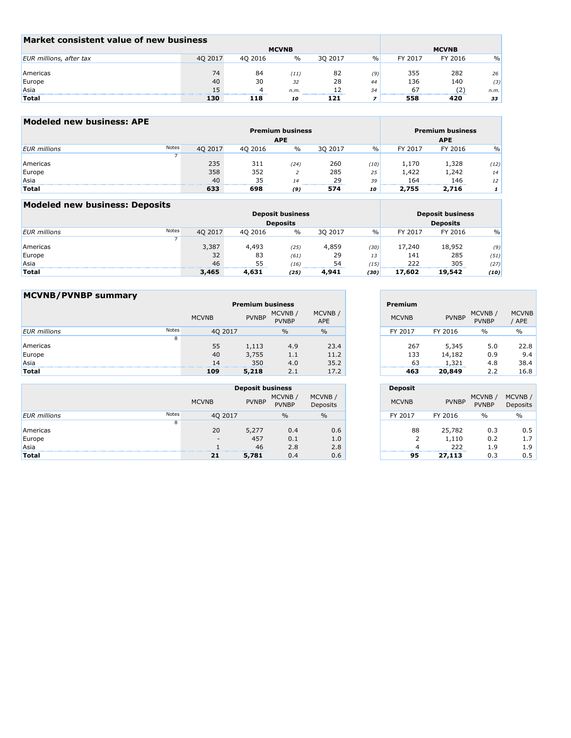## Market consistent value of new business

| EUR millions, after tax | MCVNB | | | | | MCVNB | | |
|---|---|---|---|---|---|---|---|---|
| | 4Q 2017 | 4Q 2016 | % | 3Q 2017 | % | FY 2017 | FY 2016 | % |
| Americas | 74 | 84 | *(11)* | 82 | *(9)* | 355 | 282 | *26* |
| Europe | 40 | 30 | *32* | 28 | *44* | 136 | 140 | *(3)* |
| Asia | 15 | 4 | *n.m.* | 12 | *34* | 67 | (2) | *n.m.* |
| **Total** | **130** | **118** | ***10*** | **121** | ***7*** | **558** | **420** | ***33*** |

## Modeled new business: APE

| EUR millions | Notes | Premium business APE | | | | | Premium business APE | | |
|---|---|---|---|---|---|---|---|---|---|
| | | 4Q 2017 | 4Q 2016 | % | 3Q 2017 | % | FY 2017 | FY 2016 | % |
| | 7 | | | | | | | | |
| Americas | | 235 | 311 | *(24)* | 260 | *(10)* | 1,170 | 1,328 | *(12)* |
| Europe | | 358 | 352 | *2* | 285 | *25* | 1,422 | 1,242 | *14* |
| Asia | | 40 | 35 | *14* | 29 | *39* | 164 | 146 | *12* |
| **Total** | | **633** | **698** | ***(9)*** | **574** | ***10*** | **2,755** | **2,716** | ***1*** |

## Modeled new business: Deposits

| EUR millions | Notes | Deposit business Deposits | | | | | Deposit business Deposits | | |
|---|---|---|---|---|---|---|---|---|---|
| | | 4Q 2017 | 4Q 2016 | % | 3Q 2017 | % | FY 2017 | FY 2016 | % |
| | 7 | | | | | | | | |
| Americas | | 3,387 | 4,493 | *(25)* | 4,859 | *(30)* | 17,240 | 18,952 | *(9)* |
| Europe | | 32 | 83 | *(61)* | 29 | *13* | 141 | 285 | *(51)* |
| Asia | | 46 | 55 | *(16)* | 54 | *(15)* | 222 | 305 | *(27)* |
| **Total** | | **3,465** | **4,631** | ***(25)*** | **4,941** | ***(30)*** | **17,602** | **19,542** | ***(10)*** |

## MCVNB/PVNBP summary

| | | Premium business | | | | Premium | | | |
|---|---|---|---|---|---|---|---|---|---|
| | | MCVNB | PVNBP | MCVNB / PVNBP | MCVNB / APE | MCVNB | PVNBP | MCVNB / PVNBP | MCVNB / APE |
| EUR millions | Notes | 4Q 2017 | | % | % | FY 2017 | FY 2016 | % | % |
| | 8 | | | | | | | | |
| Americas | | 55 | 1,113 | 4.9 | 23.4 | 267 | 5,345 | 5.0 | 22.8 |
| Europe | | 40 | 3,755 | 1.1 | 11.2 | 133 | 14,182 | 0.9 | 9.4 |
| Asia | | 14 | 350 | 4.0 | 35.2 | 63 | 1,321 | 4.8 | 38.4 |
| **Total** | | **109** | **5,218** | 2.1 | 17.2 | **463** | **20,849** | 2.2 | 16.8 |

| | | Deposit business | | | | Deposit | | | |
|---|---|---|---|---|---|---|---|---|---|
| | | MCVNB | PVNBP | MCVNB / PVNBP | MCVNB / Deposits | MCVNB | PVNBP | MCVNB / PVNBP | MCVNB / Deposits |
| EUR millions | Notes | 4Q 2017 | | % | % | FY 2017 | FY 2016 | % | % |
| | 8 | | | | | | | | |
| Americas | | 20 | 5,277 | 0.4 | 0.6 | 88 | 25,782 | 0.3 | 0.5 |
| Europe | | - | 457 | 0.1 | 1.0 | 2 | 1,110 | 0.2 | 1.7 |
| Asia | | 1 | 46 | 2.8 | 2.8 | 4 | 222 | 1.9 | 1.9 |
| **Total** | | **21** | **5,781** | 0.4 | 0.6 | **95** | **27,113** | 0.3 | 0.5 |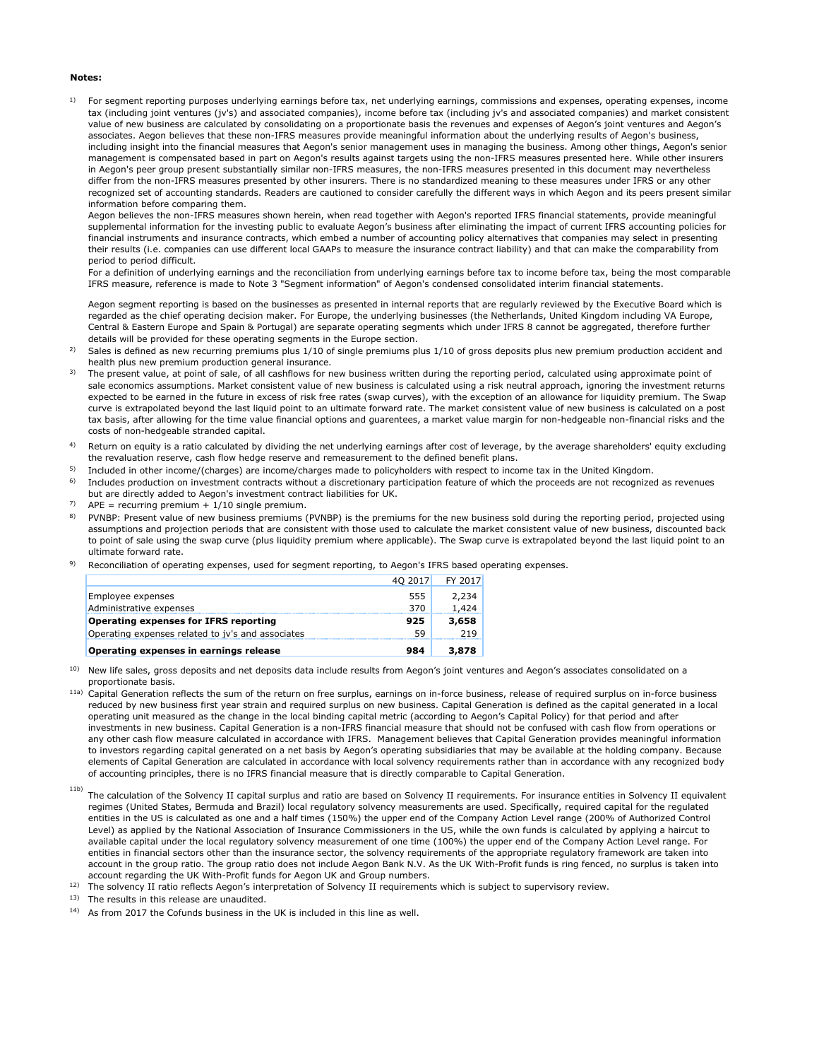**Notes:**

1) For segment reporting purposes underlying earnings before tax, net underlying earnings, commissions and expenses, operating expenses, income tax (including joint ventures (jv's) and associated companies), income before tax (including jv's and associated companies) and market consistent value of new business are calculated by consolidating on a proportionate basis the revenues and expenses of Aegon's joint ventures and Aegon's associates. Aegon believes that these non-IFRS measures provide meaningful information about the underlying results of Aegon's business, including insight into the financial measures that Aegon's senior management uses in managing the business. Among other things, Aegon's senior management is compensated based in part on Aegon's results against targets using the non-IFRS measures presented here. While other insurers in Aegon's peer group present substantially similar non-IFRS measures, the non-IFRS measures presented in this document may nevertheless differ from the non-IFRS measures presented by other insurers. There is no standardized meaning to these measures under IFRS or any other recognized set of accounting standards. Readers are cautioned to consider carefully the different ways in which Aegon and its peers present similar information before comparing them.
Aegon believes the non-IFRS measures shown herein, when read together with Aegon's reported IFRS financial statements, provide meaningful supplemental information for the investing public to evaluate Aegon's business after eliminating the impact of current IFRS accounting policies for financial instruments and insurance contracts, which embed a number of accounting policy alternatives that companies may select in presenting their results (i.e. companies can use different local GAAPs to measure the insurance contract liability) and that can make the comparability from period to period difficult.
For a definition of underlying earnings and the reconciliation from underlying earnings before tax to income before tax, being the most comparable IFRS measure, reference is made to Note 3 "Segment information" of Aegon's condensed consolidated interim financial statements.

Aegon segment reporting is based on the businesses as presented in internal reports that are regularly reviewed by the Executive Board which is regarded as the chief operating decision maker. For Europe, the underlying businesses (the Netherlands, United Kingdom including VA Europe, Central & Eastern Europe and Spain & Portugal) are separate operating segments which under IFRS 8 cannot be aggregated, therefore further details will be provided for these operating segments in the Europe section.

2) Sales is defined as new recurring premiums plus 1/10 of single premiums plus 1/10 of gross deposits plus new premium production accident and health plus new premium production general insurance.

3) The present value, at point of sale, of all cashflows for new business written during the reporting period, calculated using approximate point of sale economics assumptions. Market consistent value of new business is calculated using a risk neutral approach, ignoring the investment returns expected to be earned in the future in excess of risk free rates (swap curves), with the exception of an allowance for liquidity premium. The Swap curve is extrapolated beyond the last liquid point to an ultimate forward rate. The market consistent value of new business is calculated on a post tax basis, after allowing for the time value financial options and guarentees, a market value margin for non-hedgeable non-financial risks and the costs of non-hedgeable stranded capital.

4) Return on equity is a ratio calculated by dividing the net underlying earnings after cost of leverage, by the average shareholders' equity excluding the revaluation reserve, cash flow hedge reserve and remeasurement to the defined benefit plans.

5) Included in other income/(charges) are income/charges made to policyholders with respect to income tax in the United Kingdom.

6) Includes production on investment contracts without a discretionary participation feature of which the proceeds are not recognized as revenues but are directly added to Aegon's investment contract liabilities for UK.

7) APE = recurring premium + 1/10 single premium.

8) PVNBP: Present value of new business premiums (PVNBP) is the premiums for the new business sold during the reporting period, projected using assumptions and projection periods that are consistent with those used to calculate the market consistent value of new business, discounted back to point of sale using the swap curve (plus liquidity premium where applicable). The Swap curve is extrapolated beyond the last liquid point to an ultimate forward rate.

9) Reconciliation of operating expenses, used for segment reporting, to Aegon's IFRS based operating expenses.

| | 4Q 2017 | FY 2017 |
|---|---|---|
| Employee expenses | 555 | 2,234 |
| Administrative expenses | 370 | 1,424 |
| **Operating expenses for IFRS reporting** | **925** | **3,658** |
| Operating expenses related to jv's and associates | 59 | 219 |
| **Operating expenses in earnings release** | **984** | **3,878** |

10) New life sales, gross deposits and net deposits data include results from Aegon's joint ventures and Aegon's associates consolidated on a proportionate basis.

11a) Capital Generation reflects the sum of the return on free surplus, earnings on in-force business, release of required surplus on in-force business reduced by new business first year strain and required surplus on new business. Capital Generation is defined as the capital generated in a local operating unit measured as the change in the local binding capital metric (according to Aegon's Capital Policy) for that period and after investments in new business. Capital Generation is a non-IFRS financial measure that should not be confused with cash flow from operations or any other cash flow measure calculated in accordance with IFRS. Management believes that Capital Generation provides meaningful information to investors regarding capital generated on a net basis by Aegon's operating subsidiaries that may be available at the holding company. Because elements of Capital Generation are calculated in accordance with local solvency requirements rather than in accordance with any recognized body of accounting principles, there is no IFRS financial measure that is directly comparable to Capital Generation.

11b) The calculation of the Solvency II capital surplus and ratio are based on Solvency II requirements. For insurance entities in Solvency II equivalent regimes (United States, Bermuda and Brazil) local regulatory solvency measurements are used. Specifically, required capital for the regulated entities in the US is calculated as one and a half times (150%) the upper end of the Company Action Level range (200% of Authorized Control Level) as applied by the National Association of Insurance Commissioners in the US, while the own funds is calculated by applying a haircut to available capital under the local regulatory solvency measurement of one time (100%) the upper end of the Company Action Level range. For entities in financial sectors other than the insurance sector, the solvency requirements of the appropriate regulatory framework are taken into account in the group ratio. The group ratio does not include Aegon Bank N.V. As the UK With-Profit funds is ring fenced, no surplus is taken into account regarding the UK With-Profit funds for Aegon UK and Group numbers.

12) The solvency II ratio reflects Aegon's interpretation of Solvency II requirements which is subject to supervisory review.

13) The results in this release are unaudited.

14) As from 2017 the Cofunds business in the UK is included in this line as well.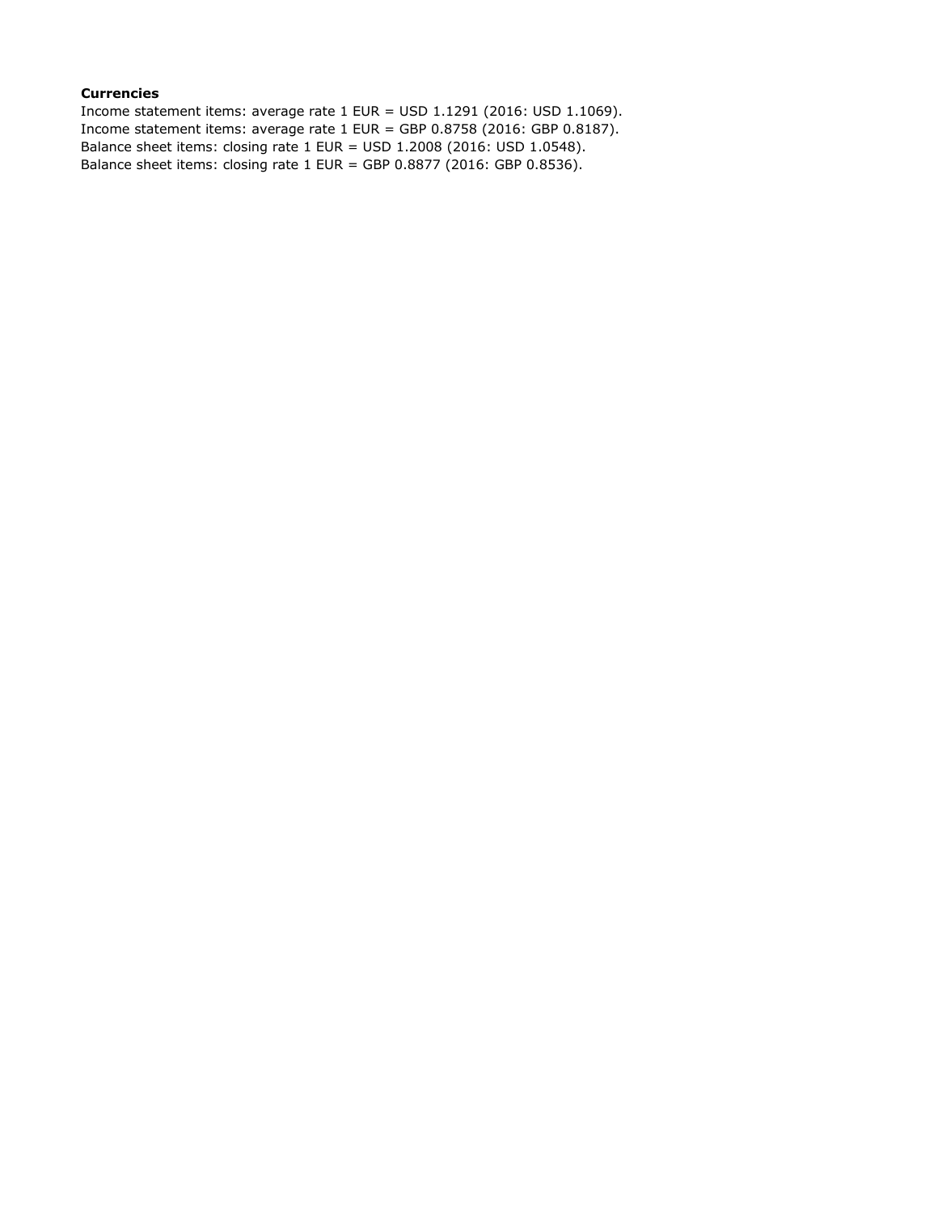**Currencies**

Income statement items: average rate 1 EUR = USD 1.1291 (2016: USD 1.1069).
Income statement items: average rate 1 EUR = GBP 0.8758 (2016: GBP 0.8187).
Balance sheet items: closing rate 1 EUR = USD 1.2008 (2016: USD 1.0548).
Balance sheet items: closing rate 1 EUR = GBP 0.8877 (2016: GBP 0.8536).